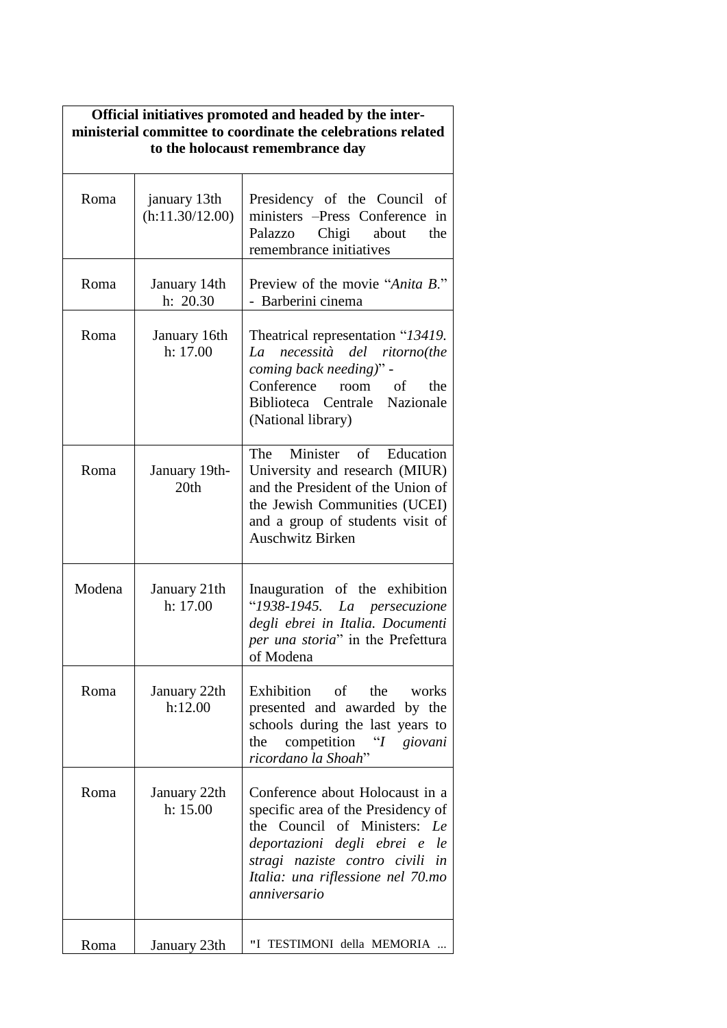| **Official initiatives promoted and headed by the inter-ministerial committee to coordinate the celebrations related to the holocaust remembrance day** | | |
|---|---|---|
| Roma | january 13th (h:11.30/12.00) | Presidency of the Council of ministers –Press Conference in Palazzo Chigi about the remembrance initiatives |
| Roma | January 14th h: 20.30 | Preview of the movie "*Anita B.*" - Barberini cinema |
| Roma | January 16th h: 17.00 | Theatrical representation "*13419. La necessità del ritorno(the coming back needing)*" - Conference room of the Biblioteca Centrale Nazionale (National library) |
| Roma | January 19th-20th | The Minister of Education University and research (MIUR) and the President of the Union of the Jewish Communities (UCEI) and a group of students visit of Auschwitz Birken |
| Modena | January 21th h: 17.00 | Inauguration of the exhibition "*1938-1945. La persecuzione degli ebrei in Italia. Documenti per una storia*" in the Prefettura of Modena |
| Roma | January 22th h:12.00 | Exhibition of the works presented and awarded by the schools during the last years to the competition "*I giovani ricordano la Shoah*" |
| Roma | January 22th h: 15.00 | Conference about Holocaust in a specific area of the Presidency of the Council of Ministers: *Le deportazioni degli ebrei e le stragi naziste contro civili in Italia: una riflessione nel 70.mo anniversario* |
| Roma | January 23th | "I TESTIMONI della MEMORIA ... |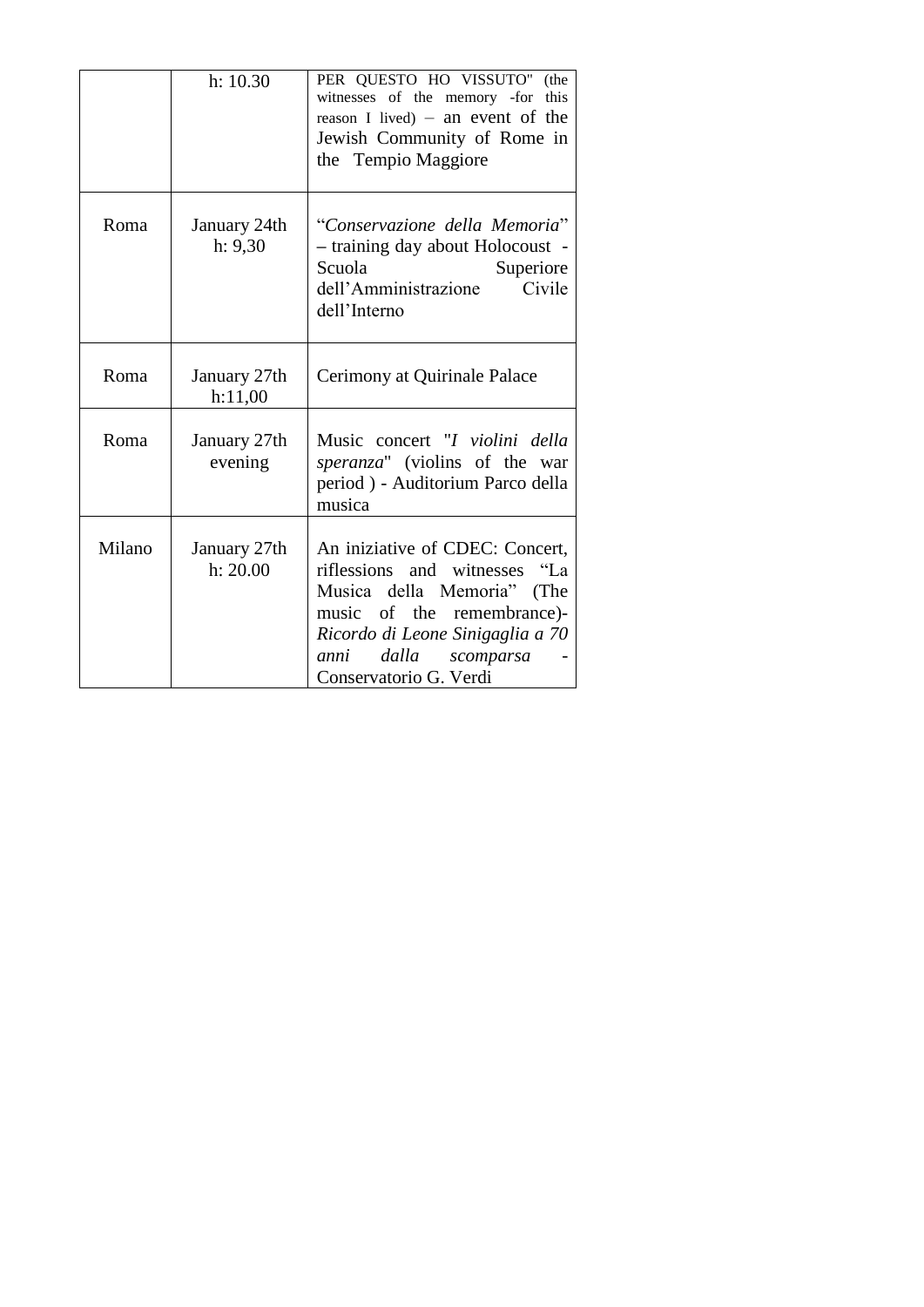| | | |
|---|---|---|
| | h: 10.30 | PER QUESTO HO VISSUTO" (the witnesses of the memory -for this reason I lived) – an event of the Jewish Community of Rome in the Tempio Maggiore |
| Roma | January 24th h: 9,30 | "*Conservazione della Memoria*" – training day about Holocoust - Scuola Superiore dell'Amministrazione Civile dell'Interno |
| Roma | January 27th h:11,00 | Cerimony at Quirinale Palace |
| Roma | January 27th evening | Music concert "*I violini della speranza*" (violins of the war period ) - Auditorium Parco della musica |
| Milano | January 27th h: 20.00 | An iniziative of CDEC: Concert, riflessions and witnesses "La Musica della Memoria" (The music of the remembrance)- *Ricordo di Leone Sinigaglia a 70 anni dalla scomparsa* - Conservatorio G. Verdi |